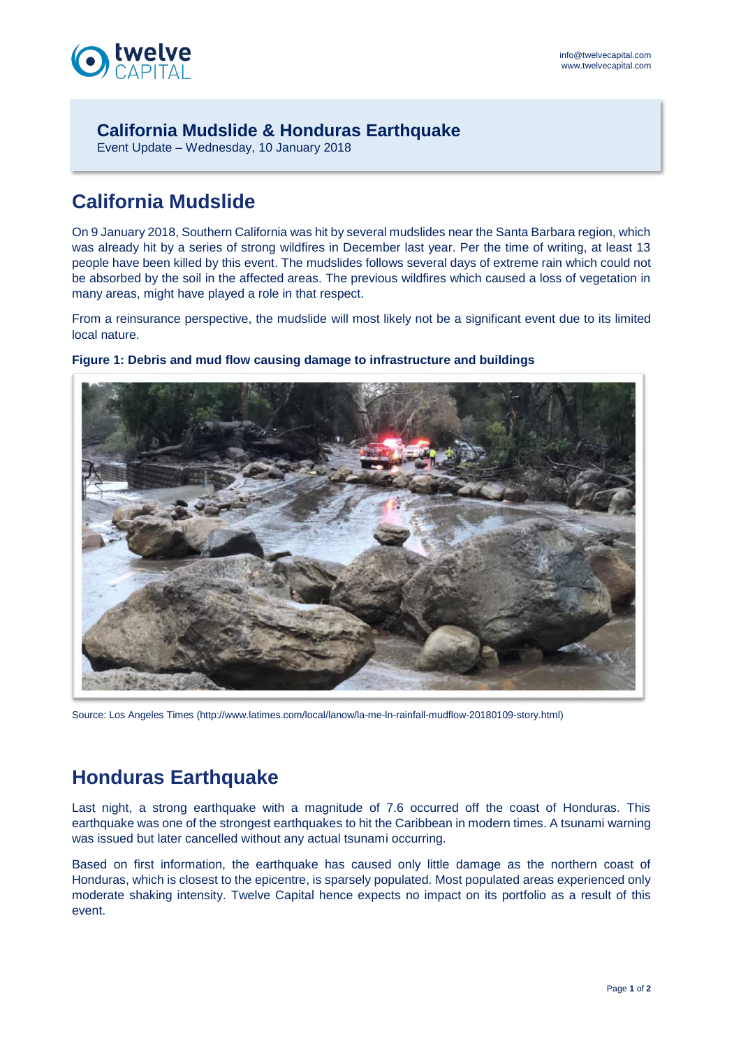# California Mudslide & Honduras Earthquake

Event Update – Wednesday, 10 January 2018

## California Mudslide

On 9 January 2018, Southern California was hit by several mudslides near the Santa Barbara region, which was already hit by a series of strong wildfires in December last year. Per the time of writing, at least 13 people have been killed by this event. The mudslides follows several days of extreme rain which could not be absorbed by the soil in the affected areas. The previous wildfires which caused a loss of vegetation in many areas, might have played a role in that respect.

From a reinsurance perspective, the mudslide will most likely not be a significant event due to its limited local nature.

**Figure 1: Debris and mud flow causing damage to infrastructure and buildings**

Source: Los Angeles Times (http://www.latimes.com/local/lanow/la-me-ln-rainfall-mudflow-20180109-story.html)

## Honduras Earthquake

Last night, a strong earthquake with a magnitude of 7.6 occurred off the coast of Honduras. This earthquake was one of the strongest earthquakes to hit the Caribbean in modern times. A tsunami warning was issued but later cancelled without any actual tsunami occurring.

Based on first information, the earthquake has caused only little damage as the northern coast of Honduras, which is closest to the epicentre, is sparsely populated. Most populated areas experienced only moderate shaking intensity. Twelve Capital hence expects no impact on its portfolio as a result of this event.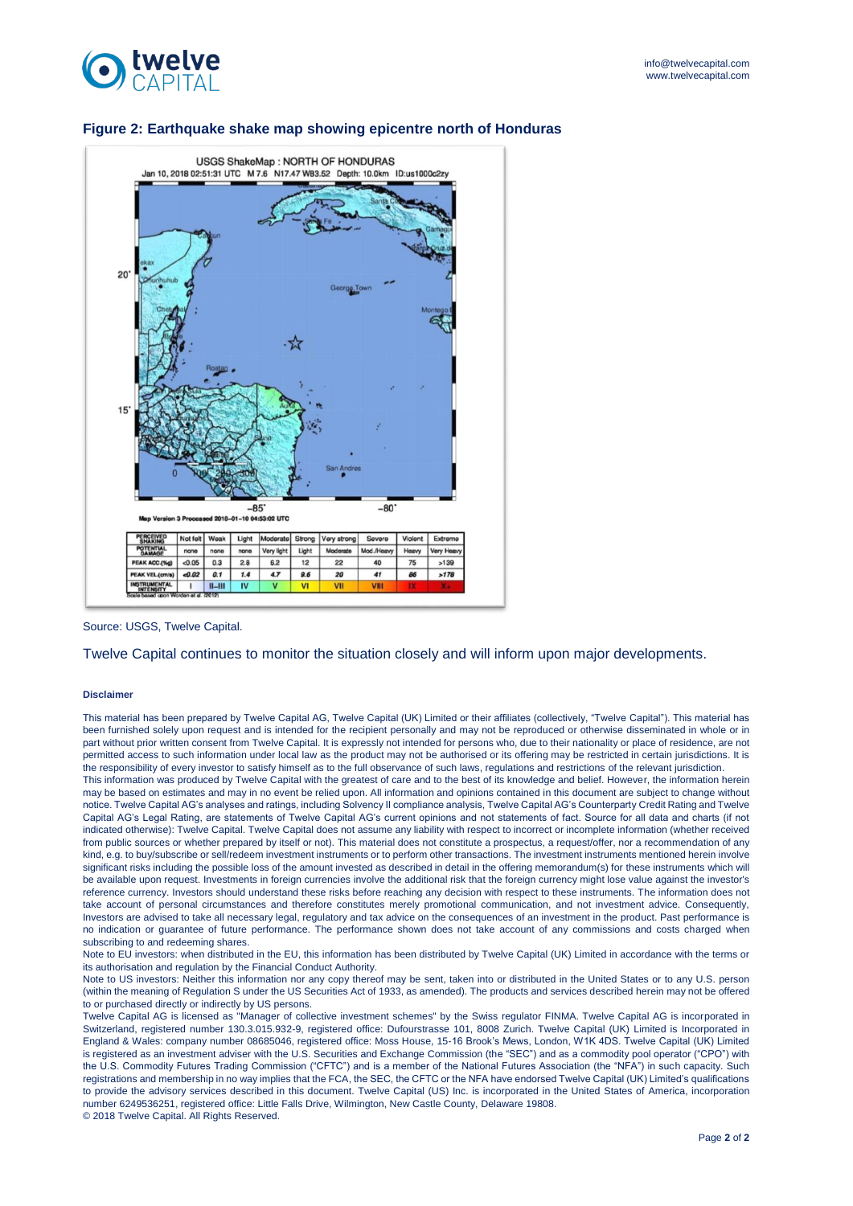### Figure 2: Earthquake shake map showing epicentre north of Honduras

USGS ShakeMap : NORTH OF HONDURAS

Jan 10, 2018 02:51:31 UTC M 7.6 N17.47 W83.52 Depth: 10.0km ID:us1000c2zy

Map Version 3 Processed 2018-01-10 04:53:02 UTC

| PERCEIVED SHAKING | Not felt | Weak | Light | Moderate | Strong | Very strong | Severe | Violent | Extreme |
|---|---|---|---|---|---|---|---|---|---|
| POTENTIAL DAMAGE | none | none | none | Very light | Light | Moderate | Mod./Heavy | Heavy | Very Heavy |
| PEAK ACC.(%g) | <0.05 | 0.3 | 2.8 | 6.2 | 12 | 22 | 40 | 75 | >139 |
| PEAK VEL.(cm/s) | <0.02 | 0.1 | 1.4 | 4.7 | 9.6 | 20 | 41 | 86 | >178 |
| INSTRUMENTAL INTENSITY | I | II–III | IV | V | VI | VII | VIII | IX | X+ |

Scale based upon Worden et al. (2012)

Source: USGS, Twelve Capital.

Twelve Capital continues to monitor the situation closely and will inform upon major developments.

**Disclaimer**

This material has been prepared by Twelve Capital AG, Twelve Capital (UK) Limited or their affiliates (collectively, "Twelve Capital"). This material has been furnished solely upon request and is intended for the recipient personally and may not be reproduced or otherwise disseminated in whole or in part without prior written consent from Twelve Capital. It is expressly not intended for persons who, due to their nationality or place of residence, are not permitted access to such information under local law as the product may not be authorised or its offering may be restricted in certain jurisdictions. It is the responsibility of every investor to satisfy himself as to the full observance of such laws, regulations and restrictions of the relevant jurisdiction.

This information was produced by Twelve Capital with the greatest of care and to the best of its knowledge and belief. However, the information herein may be based on estimates and may in no event be relied upon. All information and opinions contained in this document are subject to change without notice. Twelve Capital AG's analyses and ratings, including Solvency II compliance analysis, Twelve Capital AG's Counterparty Credit Rating and Twelve Capital AG's Legal Rating, are statements of Twelve Capital AG's current opinions and not statements of fact. Source for all data and charts (if not indicated otherwise): Twelve Capital. Twelve Capital does not assume any liability with respect to incorrect or incomplete information (whether received from public sources or whether prepared by itself or not). This material does not constitute a prospectus, a request/offer, nor a recommendation of any kind, e.g. to buy/subscribe or sell/redeem investment instruments or to perform other transactions. The investment instruments mentioned herein involve significant risks including the possible loss of the amount invested as described in detail in the offering memorandum(s) for these instruments which will be available upon request. Investments in foreign currencies involve the additional risk that the foreign currency might lose value against the investor's reference currency. Investors should understand these risks before reaching any decision with respect to these instruments. The information does not take account of personal circumstances and therefore constitutes merely promotional communication, and not investment advice. Consequently, Investors are advised to take all necessary legal, regulatory and tax advice on the consequences of an investment in the product. Past performance is no indication or guarantee of future performance. The performance shown does not take account of any commissions and costs charged when subscribing to and redeeming shares.

Note to EU investors: when distributed in the EU, this information has been distributed by Twelve Capital (UK) Limited in accordance with the terms or its authorisation and regulation by the Financial Conduct Authority.

Note to US investors: Neither this information nor any copy thereof may be sent, taken into or distributed in the United States or to any U.S. person (within the meaning of Regulation S under the US Securities Act of 1933, as amended). The products and services described herein may not be offered to or purchased directly or indirectly by US persons.

Twelve Capital AG is licensed as "Manager of collective investment schemes" by the Swiss regulator FINMA. Twelve Capital AG is incorporated in Switzerland, registered number 130.3.015.932-9, registered office: Dufourstrasse 101, 8008 Zurich. Twelve Capital (UK) Limited is Incorporated in England & Wales: company number 08685046, registered office: Moss House, 15-16 Brook's Mews, London, W1K 4DS. Twelve Capital (UK) Limited is registered as an investment adviser with the U.S. Securities and Exchange Commission (the "SEC") and as a commodity pool operator ("CPO") with the U.S. Commodity Futures Trading Commission ("CFTC") and is a member of the National Futures Association (the "NFA") in such capacity. Such registrations and membership in no way implies that the FCA, the SEC, the CFTC or the NFA have endorsed Twelve Capital (UK) Limited's qualifications to provide the advisory services described in this document. Twelve Capital (US) Inc. is incorporated in the United States of America, incorporation number 6249536251, registered office: Little Falls Drive, Wilmington, New Castle County, Delaware 19808.

© 2018 Twelve Capital. All Rights Reserved.